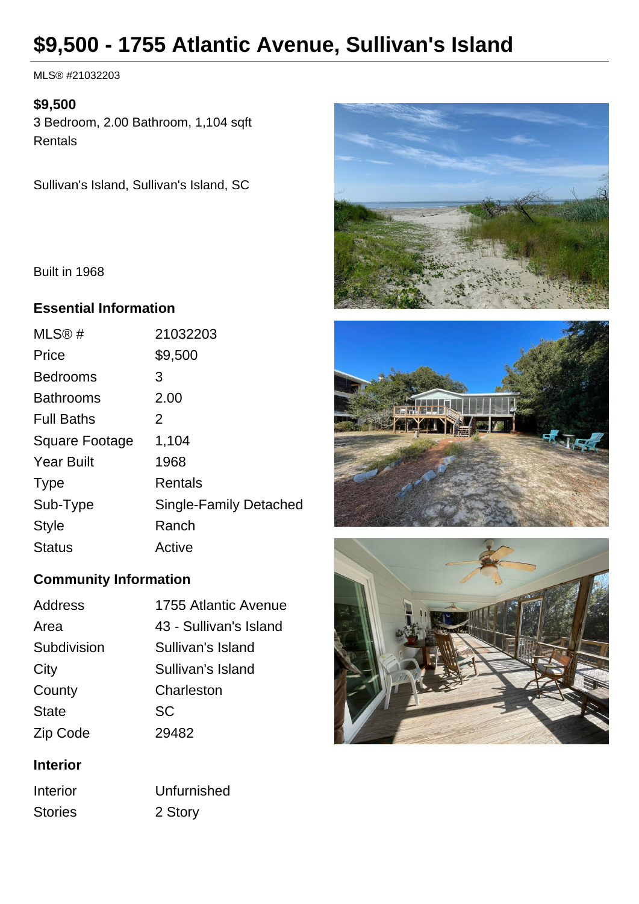# $9,500 - 1755 Atlantic Avenue, Sullivan's Island

MLS® #21032203

**$9,500**

3 Bedroom, 2.00 Bathroom, 1,104 sqft

Rentals

Sullivan's Island, Sullivan's Island, SC

Built in 1968

## Essential Information

| | |
|---|---|
| MLS® # | 21032203 |
| Price | $9,500 |
| Bedrooms | 3 |
| Bathrooms | 2.00 |
| Full Baths | 2 |
| Square Footage | 1,104 |
| Year Built | 1968 |
| Type | Rentals |
| Sub-Type | Single-Family Detached |
| Style | Ranch |
| Status | Active |

## Community Information

| | |
|---|---|
| Address | 1755 Atlantic Avenue |
| Area | 43 - Sullivan's Island |
| Subdivision | Sullivan's Island |
| City | Sullivan's Island |
| County | Charleston |
| State | SC |
| Zip Code | 29482 |

## Interior

| | |
|---|---|
| Interior | Unfurnished |
| Stories | 2 Story |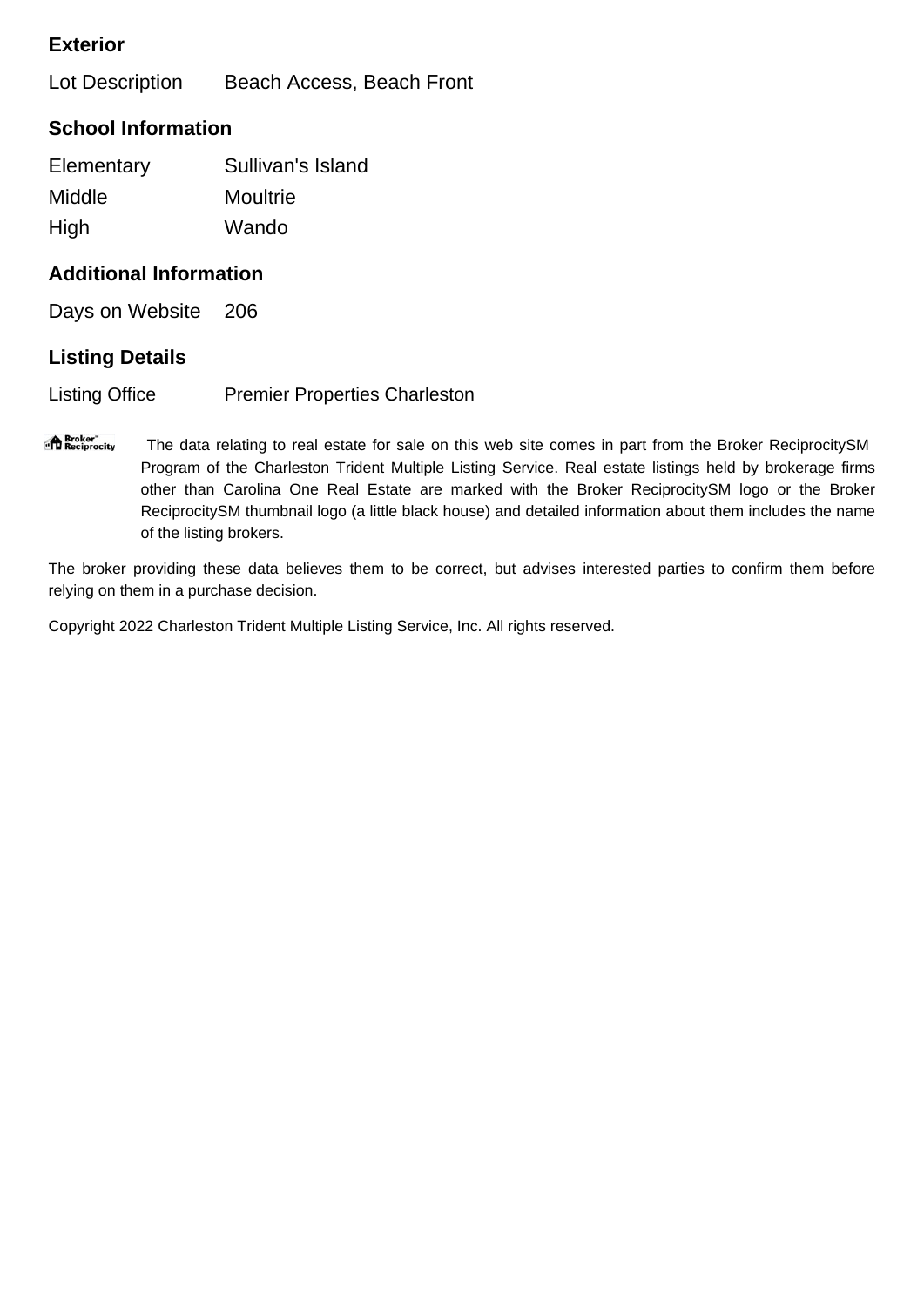## Exterior

| | |
|---|---|
| Lot Description | Beach Access, Beach Front |

## School Information

| | |
|---|---|
| Elementary | Sullivan's Island |
| Middle | Moultrie |
| High | Wando |

## Additional Information

| | |
|---|---|
| Days on Website | 206 |

## Listing Details

| | |
|---|---|
| Listing Office | Premier Properties Charleston |

The data relating to real estate for sale on this web site comes in part from the Broker ReciprocitySM Program of the Charleston Trident Multiple Listing Service. Real estate listings held by brokerage firms other than Carolina One Real Estate are marked with the Broker ReciprocitySM logo or the Broker ReciprocitySM thumbnail logo (a little black house) and detailed information about them includes the name of the listing brokers.

The broker providing these data believes them to be correct, but advises interested parties to confirm them before relying on them in a purchase decision.

Copyright 2022 Charleston Trident Multiple Listing Service, Inc. All rights reserved.